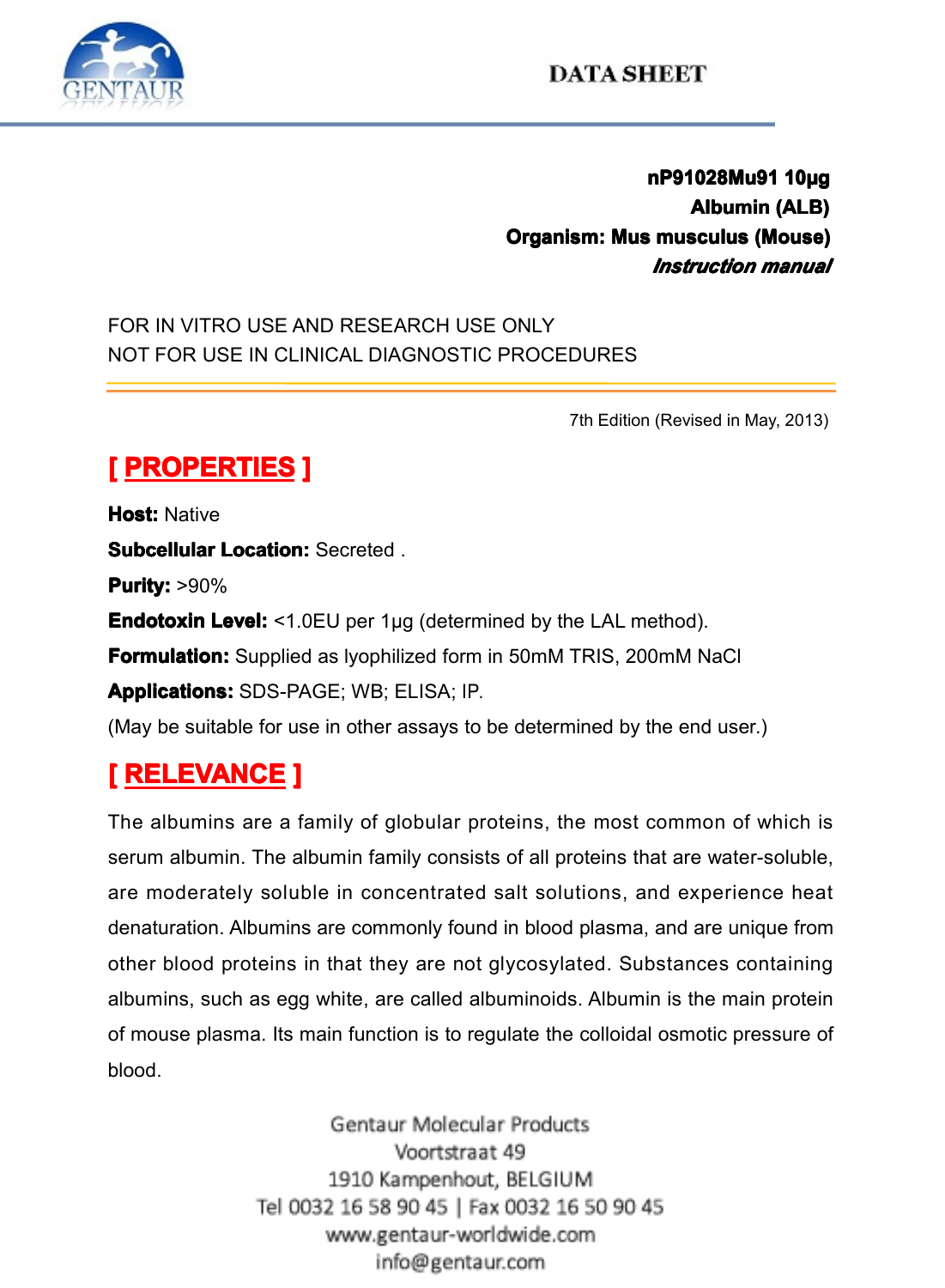**DATA SHEET**

**nP91028Mu91 10μg**
**Albumin (ALB)**
**Organism: Mus musculus (Mouse)**
***Instruction manual***

FOR IN VITRO USE AND RESEARCH USE ONLY
NOT FOR USE IN CLINICAL DIAGNOSTIC PROCEDURES

7th Edition (Revised in May, 2013)

## [ PROPERTIES ]

**Host:** Native

**Subcellular Location:** Secreted .

**Purity:** >90%

**Endotoxin Level:** <1.0EU per 1μg (determined by the LAL method).

**Formulation:** Supplied as lyophilized form in 50mM TRIS, 200mM NaCl

**Applications:** SDS-PAGE; WB; ELISA; IP.

(May be suitable for use in other assays to be determined by the end user.)

## [ RELEVANCE ]

The albumins are a family of globular proteins, the most common of which is serum albumin. The albumin family consists of all proteins that are water-soluble, are moderately soluble in concentrated salt solutions, and experience heat denaturation. Albumins are commonly found in blood plasma, and are unique from other blood proteins in that they are not glycosylated. Substances containing albumins, such as egg white, are called albuminoids. Albumin is the main protein of mouse plasma. Its main function is to regulate the colloidal osmotic pressure of blood.

Gentaur Molecular Products
Voortstraat 49
1910 Kampenhout, BELGIUM
Tel 0032 16 58 90 45 | Fax 0032 16 50 90 45
www.gentaur-worldwide.com
info@gentaur.com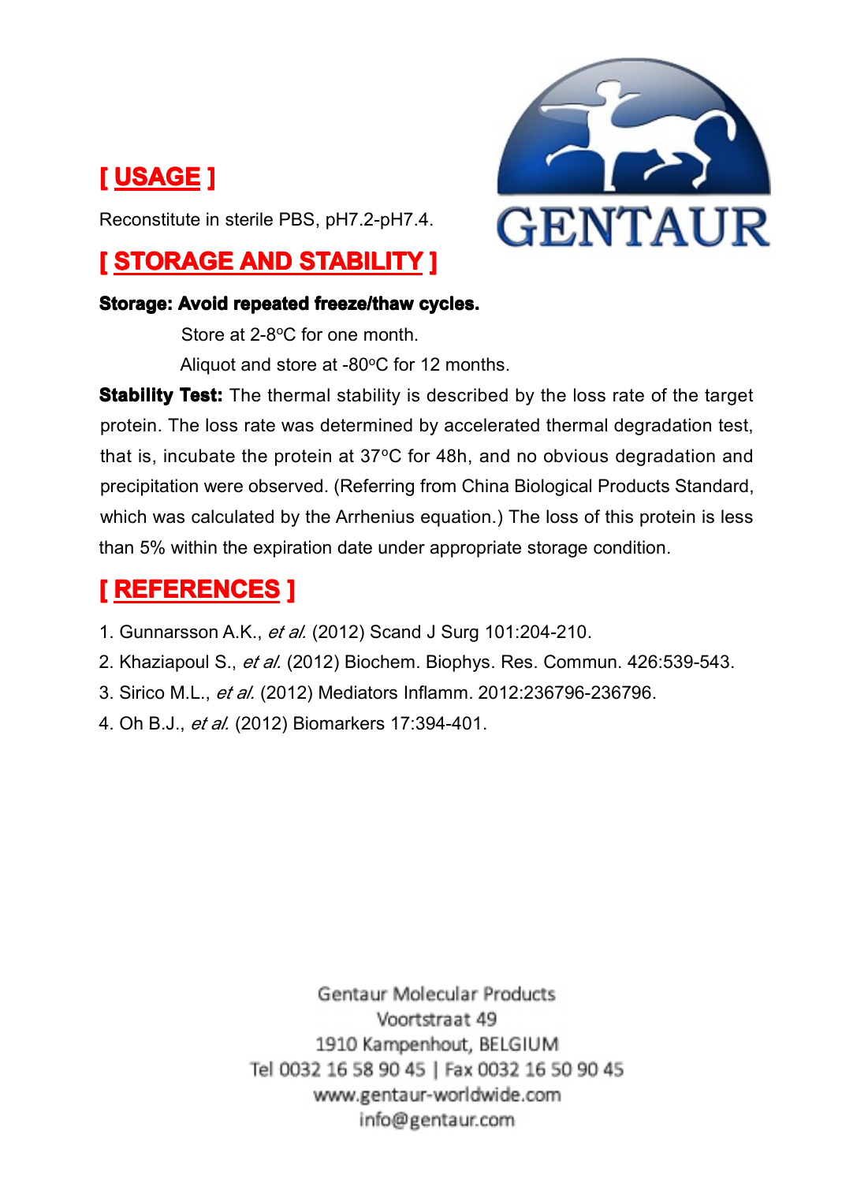## [ USAGE ]

Reconstitute in sterile PBS, pH7.2-pH7.4.

## [ STORAGE AND STABILITY ]

**Storage: Avoid repeated freeze/thaw cycles.**

Store at 2-8°C for one month.

Aliquot and store at -80°C for 12 months.

**Stability Test:** The thermal stability is described by the loss rate of the target protein. The loss rate was determined by accelerated thermal degradation test, that is, incubate the protein at 37°C for 48h, and no obvious degradation and precipitation were observed. (Referring from China Biological Products Standard, which was calculated by the Arrhenius equation.) The loss of this protein is less than 5% within the expiration date under appropriate storage condition.

## [ REFERENCES ]

1. Gunnarsson A.K., *et al.* (2012) Scand J Surg 101:204-210.
2. Khaziapoul S., *et al.* (2012) Biochem. Biophys. Res. Commun. 426:539-543.
3. Sirico M.L., *et al.* (2012) Mediators Inflamm. 2012:236796-236796.
4. Oh B.J., *et al.* (2012) Biomarkers 17:394-401.

Gentaur Molecular Products
Voortstraat 49
1910 Kampenhout, BELGIUM
Tel 0032 16 58 90 45 | Fax 0032 16 50 90 45
www.gentaur-worldwide.com
info@gentaur.com